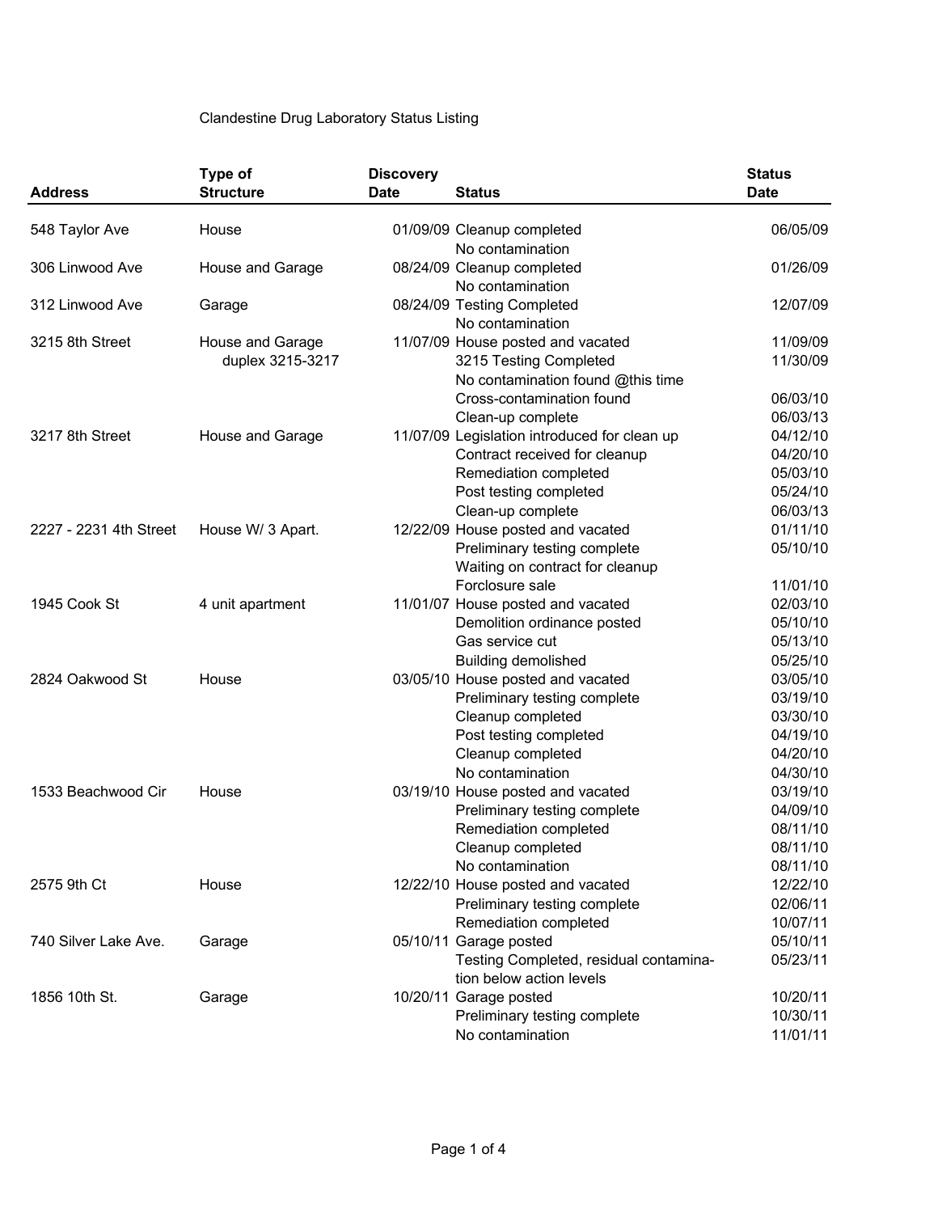Clandestine Drug Laboratory Status Listing

| Address | Type of Structure | Discovery Date | Status | Status Date |
|---|---|---|---|---|
| 548 Taylor Ave | House | 01/09/09 | Cleanup completed | 06/05/09 |
| | | | No contamination | |
| 306 Linwood Ave | House and Garage | 08/24/09 | Cleanup completed | 01/26/09 |
| | | | No contamination | |
| 312 Linwood Ave | Garage | 08/24/09 | Testing Completed | 12/07/09 |
| | | | No contamination | |
| 3215 8th Street | House and Garage | 11/07/09 | House posted and vacated | 11/09/09 |
| | duplex 3215-3217 | | 3215 Testing Completed | 11/30/09 |
| | | | No contamination found @this time | |
| | | | Cross-contamination found | 06/03/10 |
| | | | Clean-up complete | 06/03/13 |
| 3217 8th Street | House and Garage | 11/07/09 | Legislation introduced for clean up | 04/12/10 |
| | | | Contract received for cleanup | 04/20/10 |
| | | | Remediation completed | 05/03/10 |
| | | | Post testing completed | 05/24/10 |
| | | | Clean-up complete | 06/03/13 |
| 2227 - 2231 4th Street | House W/ 3 Apart. | 12/22/09 | House posted and vacated | 01/11/10 |
| | | | Preliminary testing complete | 05/10/10 |
| | | | Waiting on contract for cleanup | |
| | | | Forclosure sale | 11/01/10 |
| 1945 Cook St | 4 unit apartment | 11/01/07 | House posted and vacated | 02/03/10 |
| | | | Demolition ordinance posted | 05/10/10 |
| | | | Gas service cut | 05/13/10 |
| | | | Building demolished | 05/25/10 |
| 2824 Oakwood St | House | 03/05/10 | House posted and vacated | 03/05/10 |
| | | | Preliminary testing complete | 03/19/10 |
| | | | Cleanup completed | 03/30/10 |
| | | | Post testing completed | 04/19/10 |
| | | | Cleanup completed | 04/20/10 |
| | | | No contamination | 04/30/10 |
| 1533 Beachwood Cir | House | 03/19/10 | House posted and vacated | 03/19/10 |
| | | | Preliminary testing complete | 04/09/10 |
| | | | Remediation completed | 08/11/10 |
| | | | Cleanup completed | 08/11/10 |
| | | | No contamination | 08/11/10 |
| 2575 9th Ct | House | 12/22/10 | House posted and vacated | 12/22/10 |
| | | | Preliminary testing complete | 02/06/11 |
| | | | Remediation completed | 10/07/11 |
| 740 Silver Lake Ave. | Garage | 05/10/11 | Garage posted | 05/10/11 |
| | | | Testing Completed, residual contamination below action levels | 05/23/11 |
| 1856 10th St. | Garage | 10/20/11 | Garage posted | 10/20/11 |
| | | | Preliminary testing complete | 10/30/11 |
| | | | No contamination | 11/01/11 |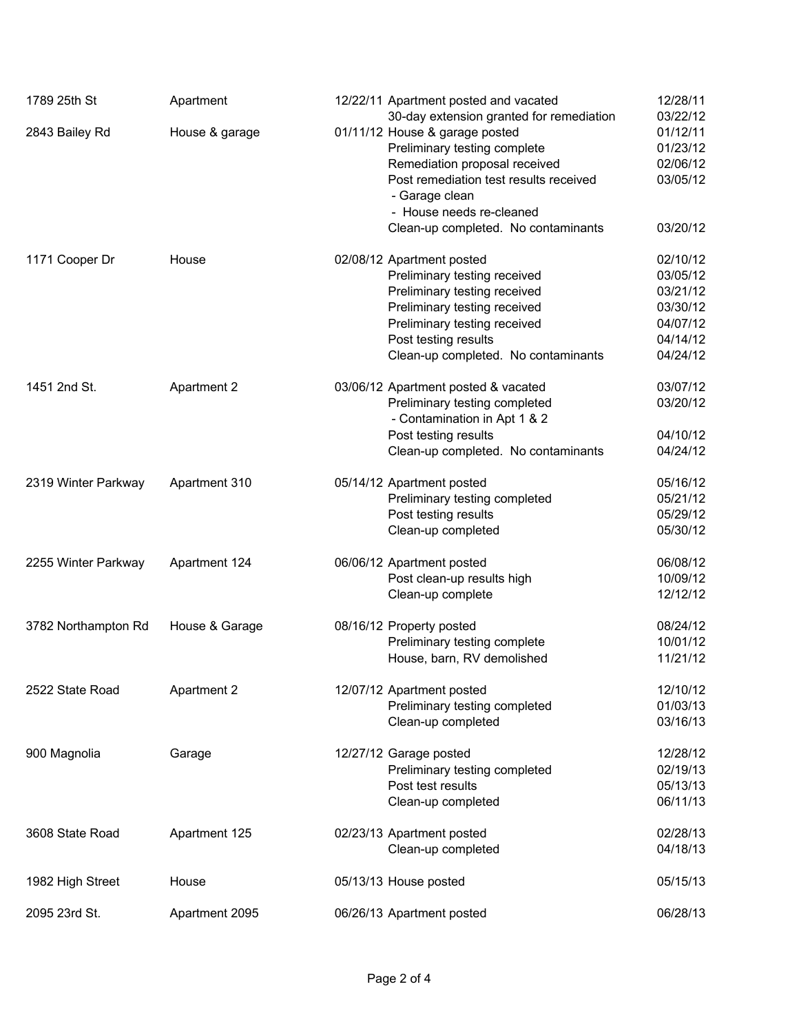| | | | | |
|---|---|---|---|---|
| 1789 25th St | Apartment | 12/22/11 | Apartment posted and vacated | 12/28/11 |
| | | | 30-day extension granted for remediation | 03/22/12 |
| 2843 Bailey Rd | House & garage | 01/11/12 | House & garage posted | 01/12/11 |
| | | | Preliminary testing complete | 01/23/12 |
| | | | Remediation proposal received | 02/06/12 |
| | | | Post remediation test results received | 03/05/12 |
| | | | - Garage clean | |
| | | | - House needs re-cleaned | |
| | | | Clean-up completed. No contaminants | 03/20/12 |
| 1171 Cooper Dr | House | 02/08/12 | Apartment posted | 02/10/12 |
| | | | Preliminary testing received | 03/05/12 |
| | | | Preliminary testing received | 03/21/12 |
| | | | Preliminary testing received | 03/30/12 |
| | | | Preliminary testing received | 04/07/12 |
| | | | Post testing results | 04/14/12 |
| | | | Clean-up completed. No contaminants | 04/24/12 |
| 1451 2nd St. | Apartment 2 | 03/06/12 | Apartment posted & vacated | 03/07/12 |
| | | | Preliminary testing completed | 03/20/12 |
| | | | - Contamination in Apt 1 & 2 | |
| | | | Post testing results | 04/10/12 |
| | | | Clean-up completed. No contaminants | 04/24/12 |
| 2319 Winter Parkway | Apartment 310 | 05/14/12 | Apartment posted | 05/16/12 |
| | | | Preliminary testing completed | 05/21/12 |
| | | | Post testing results | 05/29/12 |
| | | | Clean-up completed | 05/30/12 |
| 2255 Winter Parkway | Apartment 124 | 06/06/12 | Apartment posted | 06/08/12 |
| | | | Post clean-up results high | 10/09/12 |
| | | | Clean-up complete | 12/12/12 |
| 3782 Northampton Rd | House & Garage | 08/16/12 | Property posted | 08/24/12 |
| | | | Preliminary testing complete | 10/01/12 |
| | | | House, barn, RV demolished | 11/21/12 |
| 2522 State Road | Apartment 2 | 12/07/12 | Apartment posted | 12/10/12 |
| | | | Preliminary testing completed | 01/03/13 |
| | | | Clean-up completed | 03/16/13 |
| 900 Magnolia | Garage | 12/27/12 | Garage posted | 12/28/12 |
| | | | Preliminary testing completed | 02/19/13 |
| | | | Post test results | 05/13/13 |
| | | | Clean-up completed | 06/11/13 |
| 3608 State Road | Apartment 125 | 02/23/13 | Apartment posted | 02/28/13 |
| | | | Clean-up completed | 04/18/13 |
| 1982 High Street | House | 05/13/13 | House posted | 05/15/13 |
| 2095 23rd St. | Apartment 2095 | 06/26/13 | Apartment posted | 06/28/13 |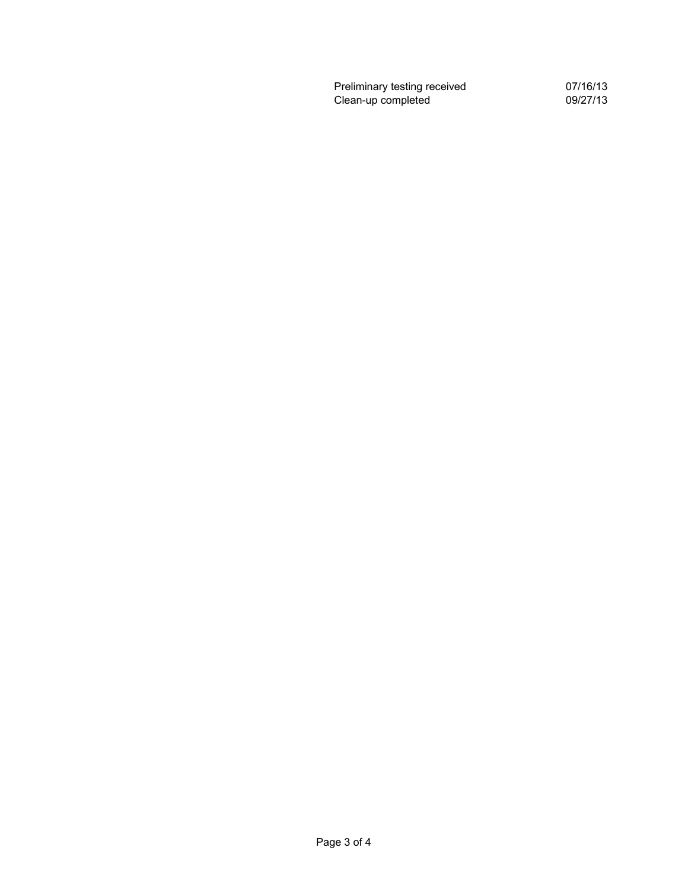| | |
|---|---|
| Preliminary testing received | 07/16/13 |
| Clean-up completed | 09/27/13 |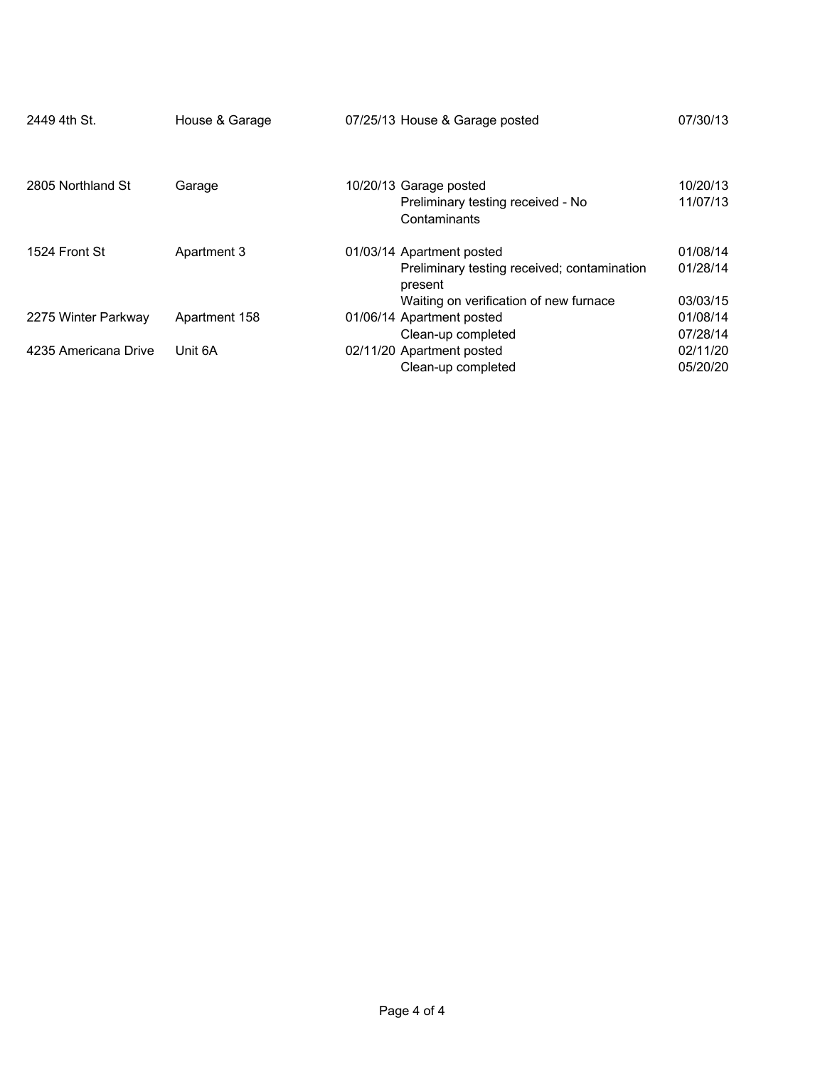| | | | | |
|---|---|---|---|---|
| 2449 4th St. | House & Garage | 07/25/13 | House & Garage posted | 07/30/13 |
| 2805 Northland St | Garage | 10/20/13 | Garage posted | 10/20/13 |
| | | | Preliminary testing received - No Contaminants | 11/07/13 |
| 1524 Front St | Apartment 3 | 01/03/14 | Apartment posted | 01/08/14 |
| | | | Preliminary testing received; contamination present | 01/28/14 |
| | | | Waiting on verification of new furnace | 03/03/15 |
| 2275 Winter Parkway | Apartment 158 | 01/06/14 | Apartment posted | 01/08/14 |
| | | | Clean-up completed | 07/28/14 |
| 4235 Americana Drive | Unit 6A | 02/11/20 | Apartment posted | 02/11/20 |
| | | | Clean-up completed | 05/20/20 |